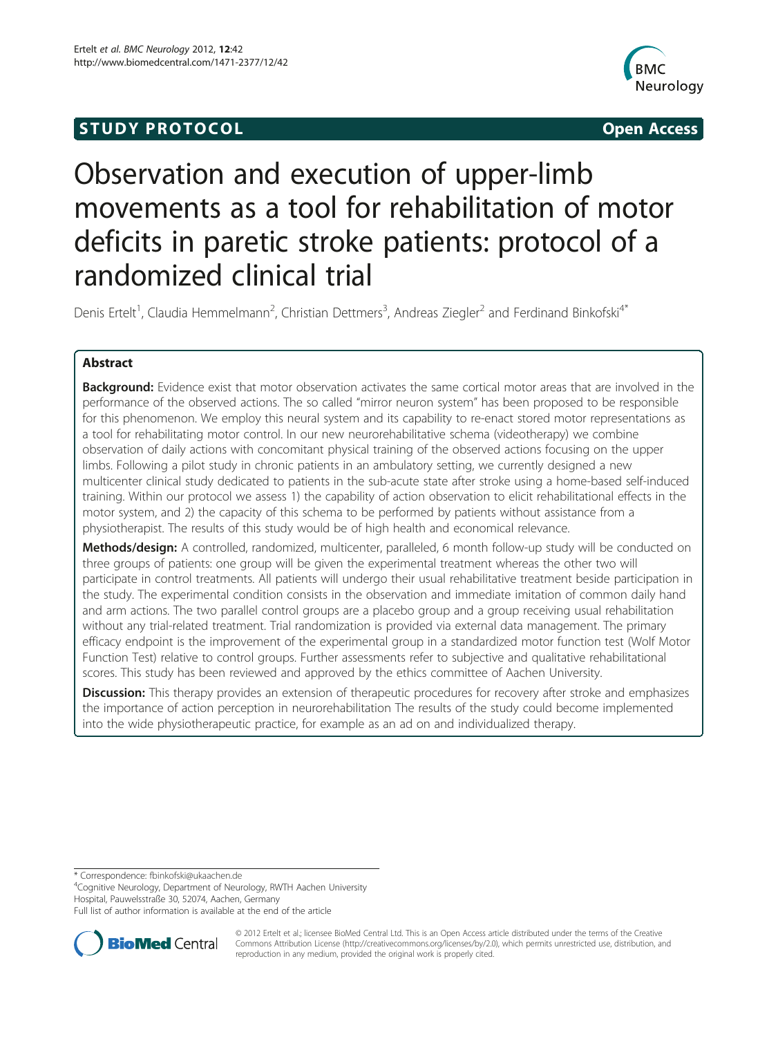**STUDY PROTOCOL** **Open Access**

# Observation and execution of upper-limb movements as a tool for rehabilitation of motor deficits in paretic stroke patients: protocol of a randomized clinical trial

Denis Ertelt[1], Claudia Hemmelmann[2], Christian Dettmers[3], Andreas Ziegler[2] and Ferdinand Binkofski[4*]

## Abstract

**Background:** Evidence exist that motor observation activates the same cortical motor areas that are involved in the performance of the observed actions. The so called "mirror neuron system" has been proposed to be responsible for this phenomenon. We employ this neural system and its capability to re-enact stored motor representations as a tool for rehabilitating motor control. In our new neurorehabilitative schema (videotherapy) we combine observation of daily actions with concomitant physical training of the observed actions focusing on the upper limbs. Following a pilot study in chronic patients in an ambulatory setting, we currently designed a new multicenter clinical study dedicated to patients in the sub-acute state after stroke using a home-based self-induced training. Within our protocol we assess 1) the capability of action observation to elicit rehabilitational effects in the motor system, and 2) the capacity of this schema to be performed by patients without assistance from a physiotherapist. The results of this study would be of high health and economical relevance.

**Methods/design:** A controlled, randomized, multicenter, paralleled, 6 month follow-up study will be conducted on three groups of patients: one group will be given the experimental treatment whereas the other two will participate in control treatments. All patients will undergo their usual rehabilitative treatment beside participation in the study. The experimental condition consists in the observation and immediate imitation of common daily hand and arm actions. The two parallel control groups are a placebo group and a group receiving usual rehabilitation without any trial-related treatment. Trial randomization is provided via external data management. The primary efficacy endpoint is the improvement of the experimental group in a standardized motor function test (Wolf Motor Function Test) relative to control groups. Further assessments refer to subjective and qualitative rehabilitational scores. This study has been reviewed and approved by the ethics committee of Aachen University.

**Discussion:** This therapy provides an extension of therapeutic procedures for recovery after stroke and emphasizes the importance of action perception in neurorehabilitation The results of the study could become implemented into the wide physiotherapeutic practice, for example as an ad on and individualized therapy.

\* Correspondence: fbinkofski@ukaachen.de
[4]Cognitive Neurology, Department of Neurology, RWTH Aachen University Hospital, Pauwelsstraße 30, 52074, Aachen, Germany
Full list of author information is available at the end of the article

© 2012 Ertelt et al.; licensee BioMed Central Ltd. This is an Open Access article distributed under the terms of the Creative Commons Attribution License (http://creativecommons.org/licenses/by/2.0), which permits unrestricted use, distribution, and reproduction in any medium, provided the original work is properly cited.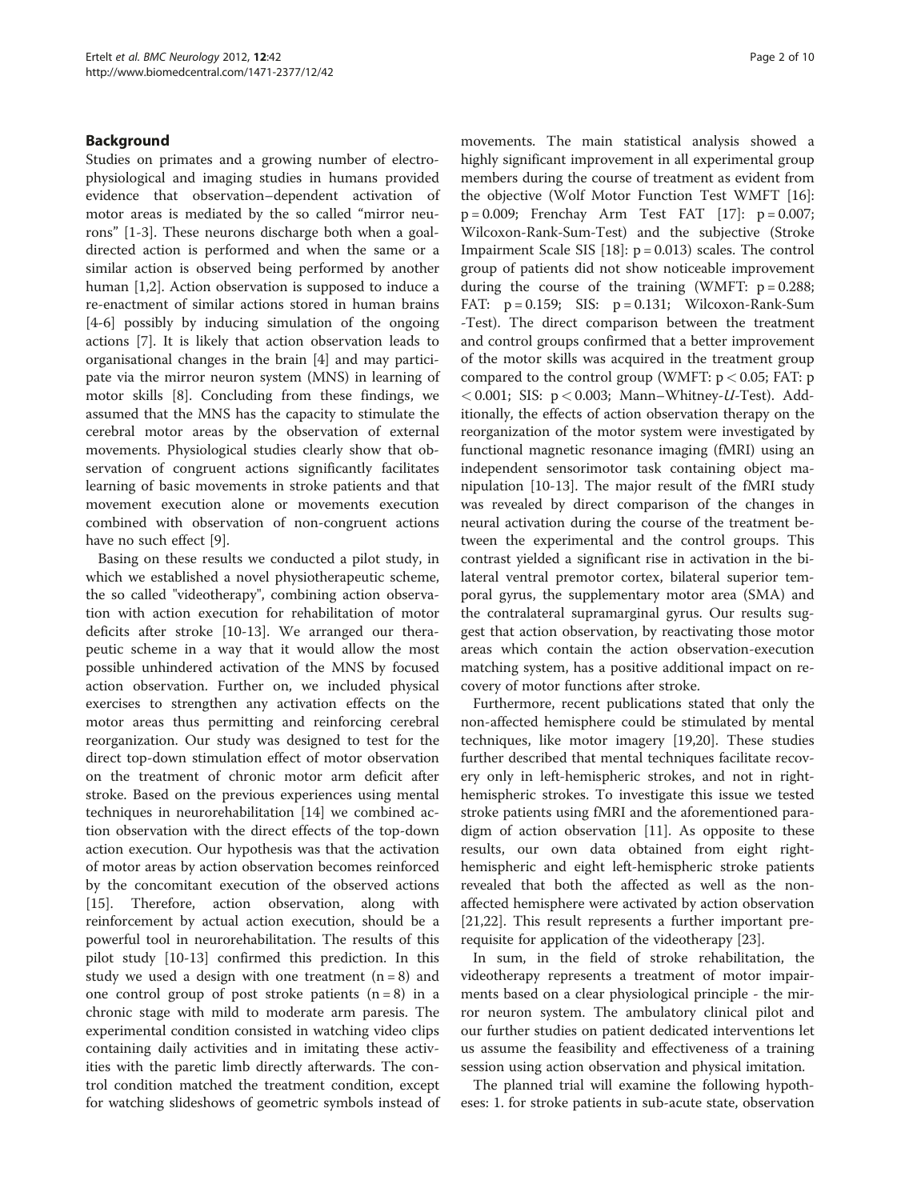## Background

Studies on primates and a growing number of electrophysiological and imaging studies in humans provided evidence that observation–dependent activation of motor areas is mediated by the so called "mirror neurons" [1-3]. These neurons discharge both when a goal-directed action is performed and when the same or a similar action is observed being performed by another human [1,2]. Action observation is supposed to induce a re-enactment of similar actions stored in human brains [4-6] possibly by inducing simulation of the ongoing actions [7]. It is likely that action observation leads to organisational changes in the brain [4] and may participate via the mirror neuron system (MNS) in learning of motor skills [8]. Concluding from these findings, we assumed that the MNS has the capacity to stimulate the cerebral motor areas by the observation of external movements. Physiological studies clearly show that observation of congruent actions significantly facilitates learning of basic movements in stroke patients and that movement execution alone or movements execution combined with observation of non-congruent actions have no such effect [9].

Basing on these results we conducted a pilot study, in which we established a novel physiotherapeutic scheme, the so called "videotherapy", combining action observation with action execution for rehabilitation of motor deficits after stroke [10-13]. We arranged our therapeutic scheme in a way that it would allow the most possible unhindered activation of the MNS by focused action observation. Further on, we included physical exercises to strengthen any activation effects on the motor areas thus permitting and reinforcing cerebral reorganization. Our study was designed to test for the direct top-down stimulation effect of motor observation on the treatment of chronic motor arm deficit after stroke. Based on the previous experiences using mental techniques in neurorehabilitation [14] we combined action observation with the direct effects of the top-down action execution. Our hypothesis was that the activation of motor areas by action observation becomes reinforced by the concomitant execution of the observed actions [15]. Therefore, action observation, along with reinforcement by actual action execution, should be a powerful tool in neurorehabilitation. The results of this pilot study [10-13] confirmed this prediction. In this study we used a design with one treatment ($n = 8$) and one control group of post stroke patients ($n = 8$) in a chronic stage with mild to moderate arm paresis. The experimental condition consisted in watching video clips containing daily activities and in imitating these activities with the paretic limb directly afterwards. The control condition matched the treatment condition, except for watching slideshows of geometric symbols instead of movements. The main statistical analysis showed a highly significant improvement in all experimental group members during the course of treatment as evident from the objective (Wolf Motor Function Test WMFT [16]: $p = 0.009$; Frenchay Arm Test FAT [17]: $p = 0.007$; Wilcoxon-Rank-Sum-Test) and the subjective (Stroke Impairment Scale SIS [18]: $p = 0.013$) scales. The control group of patients did not show noticeable improvement during the course of the training (WMFT: $p = 0.288$; FAT: $p = 0.159$; SIS: $p = 0.131$; Wilcoxon-Rank-Sum -Test). The direct comparison between the treatment and control groups confirmed that a better improvement of the motor skills was acquired in the treatment group compared to the control group (WMFT: $p < 0.05$; FAT: $p < 0.001$; SIS: $p < 0.003$; Mann–Whitney-*U*-Test). Additionally, the effects of action observation therapy on the reorganization of the motor system were investigated by functional magnetic resonance imaging (fMRI) using an independent sensorimotor task containing object manipulation [10-13]. The major result of the fMRI study was revealed by direct comparison of the changes in neural activation during the course of the treatment between the experimental and the control groups. This contrast yielded a significant rise in activation in the bilateral ventral premotor cortex, bilateral superior temporal gyrus, the supplementary motor area (SMA) and the contralateral supramarginal gyrus. Our results suggest that action observation, by reactivating those motor areas which contain the action observation-execution matching system, has a positive additional impact on recovery of motor functions after stroke.

Furthermore, recent publications stated that only the non-affected hemisphere could be stimulated by mental techniques, like motor imagery [19,20]. These studies further described that mental techniques facilitate recovery only in left-hemispheric strokes, and not in right-hemispheric strokes. To investigate this issue we tested stroke patients using fMRI and the aforementioned paradigm of action observation [11]. As opposite to these results, our own data obtained from eight right-hemispheric and eight left-hemispheric stroke patients revealed that both the affected as well as the non-affected hemisphere were activated by action observation [21,22]. This result represents a further important prerequisite for application of the videotherapy [23].

In sum, in the field of stroke rehabilitation, the videotherapy represents a treatment of motor impairments based on a clear physiological principle - the mirror neuron system. The ambulatory clinical pilot and our further studies on patient dedicated interventions let us assume the feasibility and effectiveness of a training session using action observation and physical imitation.

The planned trial will examine the following hypotheses: 1. for stroke patients in sub-acute state, observation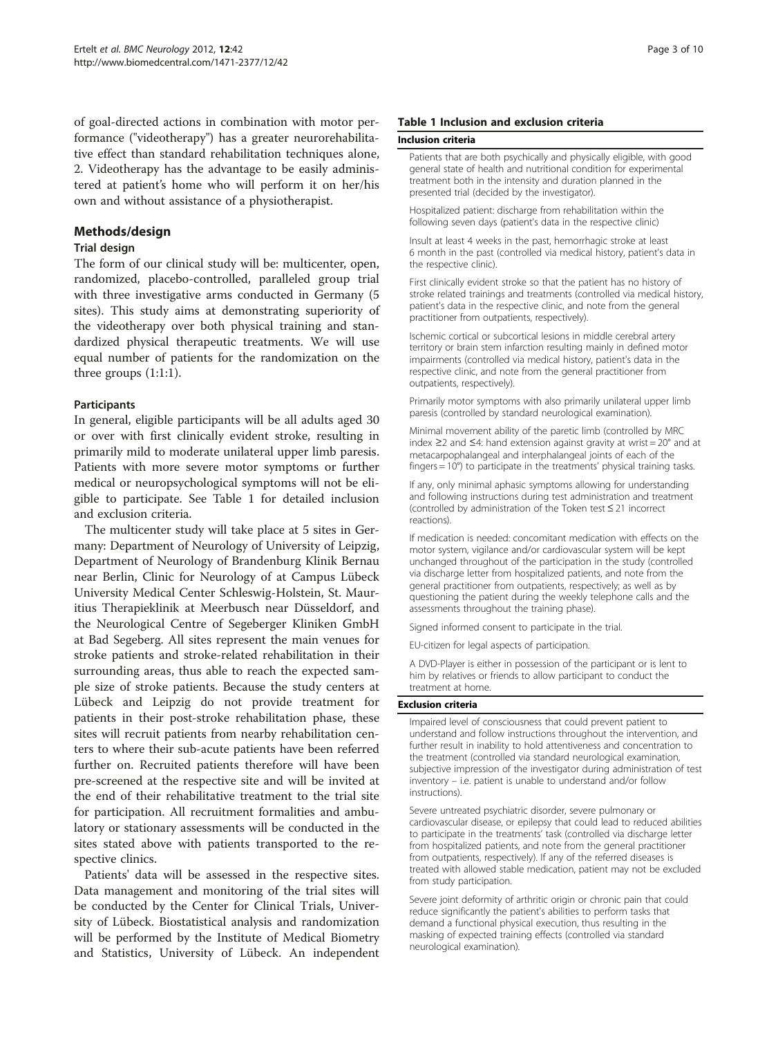of goal-directed actions in combination with motor performance ("videotherapy") has a greater neurorehabilitative effect than standard rehabilitation techniques alone, 2. Videotherapy has the advantage to be easily administered at patient's home who will perform it on her/his own and without assistance of a physiotherapist.

## Methods/design

### Trial design

The form of our clinical study will be: multicenter, open, randomized, placebo-controlled, paralleled group trial with three investigative arms conducted in Germany (5 sites). This study aims at demonstrating superiority of the videotherapy over both physical training and standardized physical therapeutic treatments. We will use equal number of patients for the randomization on the three groups (1:1:1).

#### Participants

In general, eligible participants will be all adults aged 30 or over with first clinically evident stroke, resulting in primarily mild to moderate unilateral upper limb paresis. Patients with more severe motor symptoms or further medical or neuropsychological symptoms will not be eligible to participate. See Table 1 for detailed inclusion and exclusion criteria.

The multicenter study will take place at 5 sites in Germany: Department of Neurology of University of Leipzig, Department of Neurology of Brandenburg Klinik Bernau near Berlin, Clinic for Neurology of at Campus Lübeck University Medical Center Schleswig-Holstein, St. Mauritius Therapieklinik at Meerbusch near Düsseldorf, and the Neurological Centre of Segeberger Kliniken GmbH at Bad Segeberg. All sites represent the main venues for stroke patients and stroke-related rehabilitation in their surrounding areas, thus able to reach the expected sample size of stroke patients. Because the study centers at Lübeck and Leipzig do not provide treatment for patients in their post-stroke rehabilitation phase, these sites will recruit patients from nearby rehabilitation centers to where their sub-acute patients have been referred further on. Recruited patients therefore will have been pre-screened at the respective site and will be invited at the end of their rehabilitative treatment to the trial site for participation. All recruitment formalities and ambulatory or stationary assessments will be conducted in the sites stated above with patients transported to the respective clinics.

Patients' data will be assessed in the respective sites. Data management and monitoring of the trial sites will be conducted by the Center for Clinical Trials, University of Lübeck. Biostatistical analysis and randomization will be performed by the Institute of Medical Biometry and Statistics, University of Lübeck. An independent

**Table 1 Inclusion and exclusion criteria**

| |
|---|
| **Inclusion criteria** |
| Patients that are both psychically and physically eligible, with good general state of health and nutritional condition for experimental treatment both in the intensity and duration planned in the presented trial (decided by the investigator). |
| Hospitalized patient: discharge from rehabilitation within the following seven days (patient's data in the respective clinic) |
| Insult at least 4 weeks in the past, hemorrhagic stroke at least 6 month in the past (controlled via medical history, patient's data in the respective clinic). |
| First clinically evident stroke so that the patient has no history of stroke related trainings and treatments (controlled via medical history, patient's data in the respective clinic, and note from the general practitioner from outpatients, respectively). |
| Ischemic cortical or subcortical lesions in middle cerebral artery territory or brain stem infarction resulting mainly in defined motor impairments (controlled via medical history, patient's data in the respective clinic, and note from the general practitioner from outpatients, respectively). |
| Primarily motor symptoms with also primarily unilateral upper limb paresis (controlled by standard neurological examination). |
| Minimal movement ability of the paretic limb (controlled by MRC index ≥2 and ≤4: hand extension against gravity at wrist = 20° and at metacarpophalangeal and interphalangeal joints of each of the fingers = 10°) to participate in the treatments' physical training tasks. |
| If any, only minimal aphasic symptoms allowing for understanding and following instructions during test administration and treatment (controlled by administration of the Token test ≤ 21 incorrect reactions). |
| If medication is needed: concomitant medication with effects on the motor system, vigilance and/or cardiovascular system will be kept unchanged throughout of the participation in the study (controlled via discharge letter from hospitalized patients, and note from the general practitioner from outpatients, respectively; as well as by questioning the patient during the weekly telephone calls and the assessments throughout the training phase). |
| Signed informed consent to participate in the trial. |
| EU-citizen for legal aspects of participation. |
| A DVD-Player is either in possession of the participant or is lent to him by relatives or friends to allow participant to conduct the treatment at home. |
| **Exclusion criteria** |
| Impaired level of consciousness that could prevent patient to understand and follow instructions throughout the intervention, and further result in inability to hold attentiveness and concentration to the treatment (controlled via standard neurological examination, subjective impression of the investigator during administration of test inventory – i.e. patient is unable to understand and/or follow instructions). |
| Severe untreated psychiatric disorder, severe pulmonary or cardiovascular disease, or epilepsy that could lead to reduced abilities to participate in the treatments' task (controlled via discharge letter from hospitalized patients, and note from the general practitioner from outpatients, respectively). If any of the referred diseases is treated with allowed stable medication, patient may not be excluded from study participation. |
| Severe joint deformity of arthritic origin or chronic pain that could reduce significantly the patient's abilities to perform tasks that demand a functional physical execution, thus resulting in the masking of expected training effects (controlled via standard neurological examination). |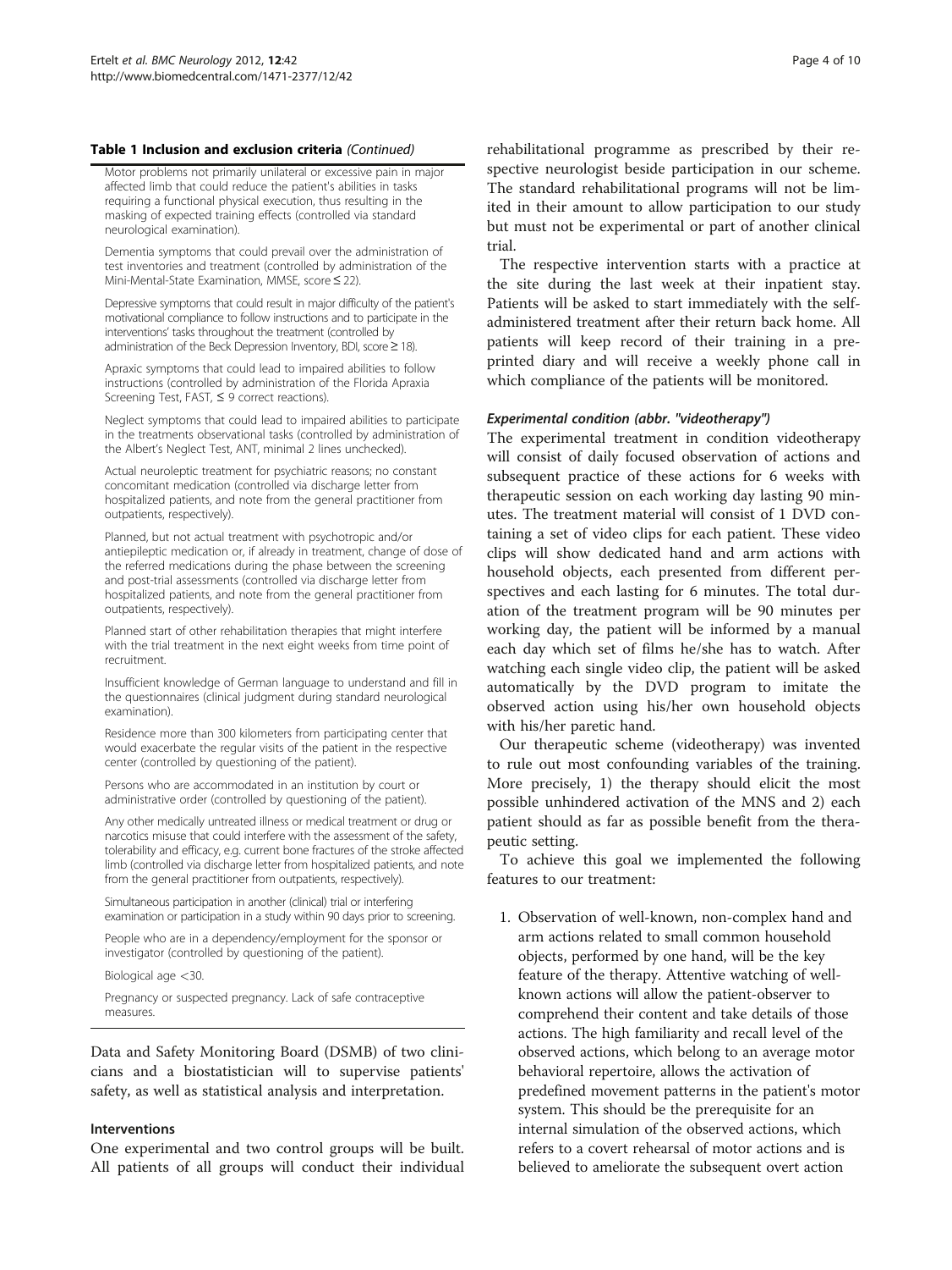**Table 1 Inclusion and exclusion criteria** *(Continued)*

| |
|---|
| Motor problems not primarily unilateral or excessive pain in major affected limb that could reduce the patient's abilities in tasks requiring a functional physical execution, thus resulting in the masking of expected training effects (controlled via standard neurological examination). |
| Dementia symptoms that could prevail over the administration of test inventories and treatment (controlled by administration of the Mini-Mental-State Examination, MMSE, score ≤ 22). |
| Depressive symptoms that could result in major difficulty of the patient's motivational compliance to follow instructions and to participate in the interventions' tasks throughout the treatment (controlled by administration of the Beck Depression Inventory, BDI, score ≥ 18). |
| Apraxic symptoms that could lead to impaired abilities to follow instructions (controlled by administration of the Florida Apraxia Screening Test, FAST, ≤ 9 correct reactions). |
| Neglect symptoms that could lead to impaired abilities to participate in the treatments observational tasks (controlled by administration of the Albert's Neglect Test, ANT, minimal 2 lines unchecked). |
| Actual neuroleptic treatment for psychiatric reasons; no constant concomitant medication (controlled via discharge letter from hospitalized patients, and note from the general practitioner from outpatients, respectively). |
| Planned, but not actual treatment with psychotropic and/or antiepileptic medication or, if already in treatment, change of dose of the referred medications during the phase between the screening and post-trial assessments (controlled via discharge letter from hospitalized patients, and note from the general practitioner from outpatients, respectively). |
| Planned start of other rehabilitation therapies that might interfere with the trial treatment in the next eight weeks from time point of recruitment. |
| Insufficient knowledge of German language to understand and fill in the questionnaires (clinical judgment during standard neurological examination). |
| Residence more than 300 kilometers from participating center that would exacerbate the regular visits of the patient in the respective center (controlled by questioning of the patient). |
| Persons who are accommodated in an institution by court or administrative order (controlled by questioning of the patient). |
| Any other medically untreated illness or medical treatment or drug or narcotics misuse that could interfere with the assessment of the safety, tolerability and efficacy, e.g. current bone fractures of the stroke affected limb (controlled via discharge letter from hospitalized patients, and note from the general practitioner from outpatients, respectively). |
| Simultaneous participation in another (clinical) trial or interfering examination or participation in a study within 90 days prior to screening. |
| People who are in a dependency/employment for the sponsor or investigator (controlled by questioning of the patient). |
| Biological age <30. |
| Pregnancy or suspected pregnancy. Lack of safe contraceptive measures. |

Data and Safety Monitoring Board (DSMB) of two clinicians and a biostatistician will to supervise patients' safety, as well as statistical analysis and interpretation.

### Interventions

One experimental and two control groups will be built. All patients of all groups will conduct their individual rehabilitational programme as prescribed by their respective neurologist beside participation in our scheme. The standard rehabilitational programs will not be limited in their amount to allow participation to our study but must not be experimental or part of another clinical trial.

The respective intervention starts with a practice at the site during the last week at their inpatient stay. Patients will be asked to start immediately with the self-administered treatment after their return back home. All patients will keep record of their training in a pre-printed diary and will receive a weekly phone call in which compliance of the patients will be monitored.

#### *Experimental condition (abbr. "videotherapy")*

The experimental treatment in condition videotherapy will consist of daily focused observation of actions and subsequent practice of these actions for 6 weeks with therapeutic session on each working day lasting 90 minutes. The treatment material will consist of 1 DVD containing a set of video clips for each patient. These video clips will show dedicated hand and arm actions with household objects, each presented from different perspectives and each lasting for 6 minutes. The total duration of the treatment program will be 90 minutes per working day, the patient will be informed by a manual each day which set of films he/she has to watch. After watching each single video clip, the patient will be asked automatically by the DVD program to imitate the observed action using his/her own household objects with his/her paretic hand.

Our therapeutic scheme (videotherapy) was invented to rule out most confounding variables of the therapy. More precisely, 1) the therapy should elicit the most possible unhindered activation of the MNS and 2) each patient should as far as possible benefit from the therapeutic setting.

To achieve this goal we implemented the following features to our treatment:

1. Observation of well-known, non-complex hand and arm actions related to small common household objects, performed by one hand, will be the key feature of the therapy. Attentive watching of well-known actions will allow the patient-observer to comprehend their content and take details of those actions. The high familiarity and recall level of the observed actions, which belong to an average motor behavioral repertoire, allows the activation of predefined movement patterns in the patient's motor system. This should be the prerequisite for an internal simulation of the observed actions, which refers to a covert rehearsal of motor actions and is believed to ameliorate the subsequent overt action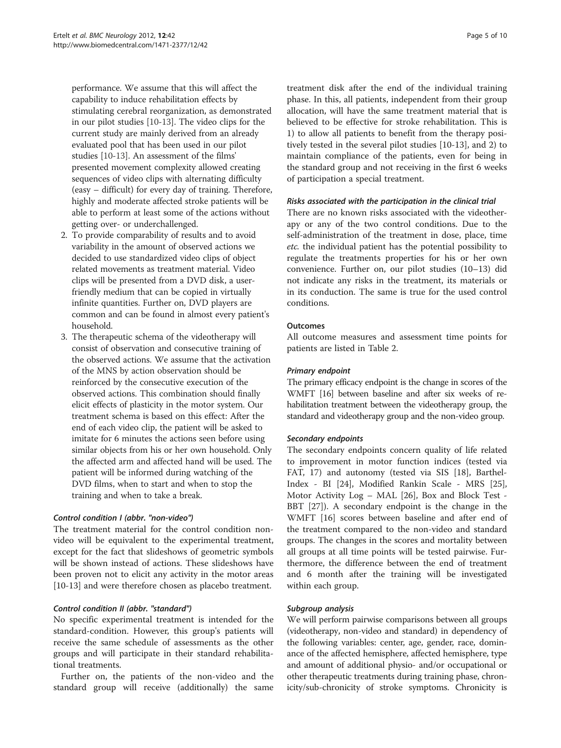performance. We assume that this will affect the capability to induce rehabilitation effects by stimulating cerebral reorganization, as demonstrated in our pilot studies [10-13]. The video clips for the current study are mainly derived from an already evaluated pool that has been used in our pilot studies [10-13]. An assessment of the films' presented movement complexity allowed creating sequences of video clips with alternating difficulty (easy – difficult) for every day of training. Therefore, highly and moderate affected stroke patients will be able to perform at least some of the actions without getting over- or underchallenged.

2. To provide comparability of results and to avoid variability in the amount of observed actions we decided to use standardized video clips of object related movements as treatment material. Video clips will be presented from a DVD disk, a user-friendly medium that can be copied in virtually infinite quantities. Further on, DVD players are common and can be found in almost every patient's household.
3. The therapeutic schema of the videotherapy will consist of observation and consecutive training of the observed actions. We assume that the activation of the MNS by action observation should be reinforced by the consecutive execution of the observed actions. This combination should finally elicit effects of plasticity in the motor system. Our treatment schema is based on this effect: After the end of each video clip, the patient will be asked to imitate for 6 minutes the actions seen before using similar objects from his or her own household. Only the affected arm and affected hand will be used. The patient will be informed during watching of the DVD films, when to start and when to stop the training and when to take a break.

#### *Control condition I (abbr. "non-video")*

The treatment material for the control condition non-video will be equivalent to the experimental treatment, except for the fact that slideshows of geometric symbols will be shown instead of actions. These slideshows have been proven not to elicit any activity in the motor areas [10-13] and were therefore chosen as placebo treatment.

#### *Control condition II (abbr. "standard")*

No specific experimental treatment is intended for the standard-condition. However, this group's patients will receive the same schedule of assessments as the other groups and will participate in their standard rehabilitational treatments.

Further on, the patients of the non-video and the standard group will receive (additionally) the same treatment disk after the end of the individual training phase. In this, all patients, independent from their group allocation, will have the same treatment material that is believed to be effective for stroke rehabilitation. This is 1) to allow all patients to benefit from the therapy positively tested in the several pilot studies [10-13], and 2) to maintain compliance of the patients, even for being in the standard group and not receiving in the first 6 weeks of participation a special treatment.

#### *Risks associated with the participation in the clinical trial*

There are no known risks associated with the videotherapy or any of the two control conditions. Due to the self-administration of the treatment in dose, place, time *etc.* the individual patient has the potential possibility to regulate the treatments properties for his or her own convenience. Further on, our pilot studies (10–13) did not indicate any risks in the treatment, its materials or in its conduction. The same is true for the used control conditions.

### Outcomes

All outcome measures and assessment time points for patients are listed in Table 2.

#### *Primary endpoint*

The primary efficacy endpoint is the change in scores of the WMFT [16] between baseline and after six weeks of rehabilitation treatment between the videotherapy group, the standard and videotherapy group and the non-video group.

#### *Secondary endpoints*

The secondary endpoints concern quality of life related to improvement in motor function indices (tested via FAT, 17) and autonomy (tested via SIS [18], Barthel-Index - BI [24], Modified Rankin Scale - MRS [25], Motor Activity Log – MAL [26], Box and Block Test - BBT [27]). A secondary endpoint is the change in the WMFT [16] scores between baseline and after end of the treatment compared to the non-video and standard groups. The changes in the scores and mortality between all groups at all time points will be tested pairwise. Furthermore, the difference between the end of treatment and 6 month after the training will be investigated within each group.

#### *Subgroup analysis*

We will perform pairwise comparisons between all groups (videotherapy, non-video and standard) in dependency of the following variables: center, age, gender, race, dominance of the affected hemisphere, affected hemisphere, type and amount of additional physio- and/or occupational or other therapeutic treatments during training phase, chronicity/sub-chronicity of stroke symptoms. Chronicity is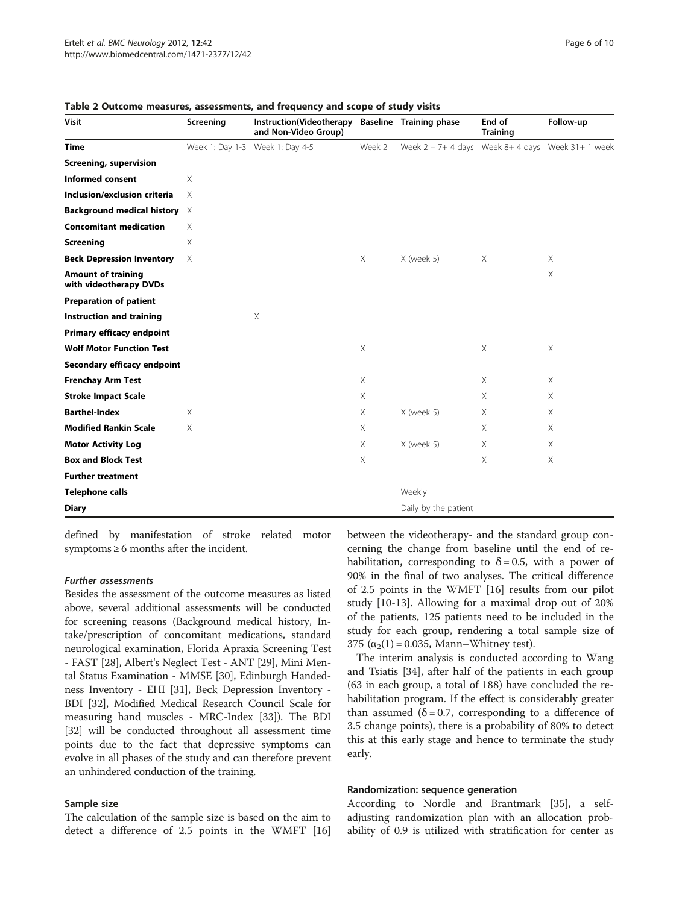**Table 2 Outcome measures, assessments, and frequency and scope of study visits**

| Visit | Screening | Instruction(Videotherapy and Non-Video Group) | Baseline | Training phase | End of Training | Follow-up |
|---|---|---|---|---|---|---|
| **Time** | Week 1: Day 1-3 | Week 1: Day 4-5 | Week 2 | Week 2 – 7+ 4 days | Week 8+ 4 days | Week 31+ 1 week |
| **Screening, supervision** | | | | | | |
| **Informed consent** | X | | | | | |
| **Inclusion/exclusion criteria** | X | | | | | |
| **Background medical history** | X | | | | | |
| **Concomitant medication** | X | | | | | |
| **Screening** | X | | | | | |
| **Beck Depression Inventory** | X | | X | X (week 5) | X | X |
| **Amount of training with videotherapy DVDs** | | | | | | X |
| **Preparation of patient** | | | | | | |
| **Instruction and training** | | X | | | | |
| **Primary efficacy endpoint** | | | | | | |
| **Wolf Motor Function Test** | | | X | | X | X |
| **Secondary efficacy endpoint** | | | | | | |
| **Frenchay Arm Test** | | | X | | X | X |
| **Stroke Impact Scale** | | | X | | X | X |
| **Barthel-Index** | X | | X | X (week 5) | X | X |
| **Modified Rankin Scale** | X | | X | | X | X |
| **Motor Activity Log** | | | X | X (week 5) | X | X |
| **Box and Block Test** | | | X | | X | X |
| **Further treatment** | | | | | | |
| **Telephone calls** | | | | Weekly | | |
| **Diary** | | | | Daily by the patient | | |

defined by manifestation of stroke related motor symptoms ≥ 6 months after the incident.

#### *Further assessments*

Besides the assessment of the outcome measures as listed above, several additional assessments will be conducted for screening reasons (Background medical history, Intake/prescription of concomitant medications, standard neurological examination, Florida Apraxia Screening Test - FAST [28], Albert's Neglect Test - ANT [29], Mini Mental Status Examination - MMSE [30], Edinburgh Handedness Inventory - EHI [31], Beck Depression Inventory - BDI [32], Modified Medical Research Council Scale for measuring hand muscles - MRC-Index [33]). The BDI [32] will be conducted throughout all assessment time points due to the fact that depressive symptoms can evolve in all phases of the study and can therefore prevent an unhindered conduction of the training.

### Sample size

The calculation of the sample size is based on the aim to detect a difference of 2.5 points in the WMFT [16] between the videotherapy- and the standard group concerning the change from baseline until the end of rehabilitation, corresponding to $\delta = 0.5$, with a power of 90% in the final of two analyses. The critical difference of 2.5 points in the WMFT [16] results from our pilot study [10-13]. Allowing for a maximal drop out of 20% of the patients, 125 patients need to be included in the study for each group, rendering a total sample size of 375 ($\alpha_2(1) = 0.035$, Mann–Whitney test).

The interim analysis is conducted according to Wang and Tsiatis [34], after half of the patients in each group (63 in each group, a total of 188) have concluded the rehabilitation program. If the effect is considerably greater than assumed ($\delta = 0.7$, corresponding to a difference of 3.5 change points), there is a probability of 80% to detect this at this early stage and hence to terminate the study early.

### Randomization: sequence generation

According to Nordle and Brantmark [35], a self-adjusting randomization plan with an allocation probability of 0.9 is utilized with stratification for center as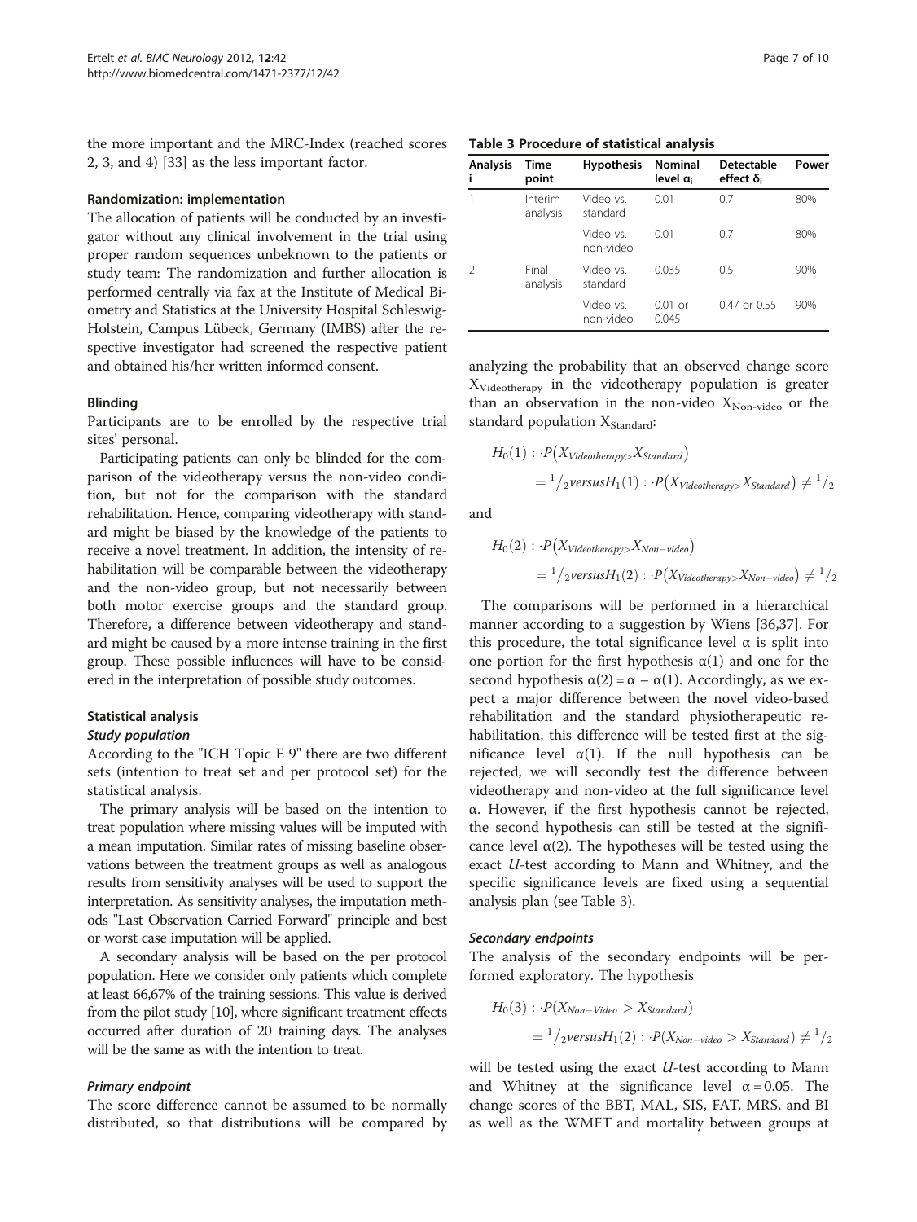the more important and the MRC-Index (reached scores 2, 3, and 4) [33] as the less important factor.

#### Randomization: implementation

The allocation of patients will be conducted by an investigator without any clinical involvement in the trial using proper random sequences unbeknown to the patients or study team: The randomization and further allocation is performed centrally via fax at the Institute of Medical Biometry and Statistics at the University Hospital Schleswig-Holstein, Campus Lübeck, Germany (IMBS) after the respective investigator had screened the respective patient and obtained his/her written informed consent.

#### Blinding

Participants are to be enrolled by the respective trial sites' personal.

Participating patients can only be blinded for the comparison of the videotherapy versus the non-video condition, but not for the comparison with the standard rehabilitation. Hence, comparing videotherapy with standard might be biased by the knowledge of the patients to receive a novel treatment. In addition, the intensity of rehabilitation will be comparable between the videotherapy and the non-video group, but not necessarily between both motor exercise groups and the standard group. Therefore, a difference between videotherapy and standard might be caused by a more intense training in the first group. These possible influences will have to be considered in the interpretation of possible study outcomes.

#### Statistical analysis

##### *Study population*

According to the "ICH Topic E 9" there are two different sets (intention to treat set and per protocol set) for the statistical analysis.

The primary analysis will be based on the intention to treat population where missing values will be imputed with a mean imputation. Similar rates of missing baseline observations between the treatment groups as well as analogous results from sensitivity analyses will be used to support the interpretation. As sensitivity analyses, the imputation methods "Last Observation Carried Forward" principle and best or worst case imputation will be applied.

A secondary analysis will be based on the per protocol population. Here we consider only patients which complete at least 66,67% of the training sessions. This value is derived from the pilot study [10], where significant treatment effects occurred after duration of 20 training days. The analyses will be the same as with the intention to treat.

##### *Primary endpoint*

The score difference cannot be assumed to be normally distributed, so that distributions will be compared by analyzing the probability that an observed change score $X_{Videotherapy}$ in the videotherapy population is greater than an observation in the non-video $X_{Non-video}$ or the standard population $X_{Standard}$:

$$H_0(1): \cdot P(X_{Videotherapy} > X_{Standard}) = {}^1/_2 \, versus \, H_1(1): \cdot P(X_{Videotherapy} > X_{Standard}) \neq {}^1/_2$$

and

$$H_0(2): \cdot P(X_{Videotherapy} > X_{Non-video}) = {}^1/_2 \, versus \, H_1(2): \cdot P(X_{Videotherapy} > X_{Non-video}) \neq {}^1/_2$$

The comparisons will be performed in a hierarchical manner according to a suggestion by Wiens [36,37]. For this procedure, the total significance level α is split into one portion for the first hypothesis α(1) and one for the second hypothesis α(2) = α − α(1). Accordingly, as we expect a major difference between the novel video-based rehabilitation and the standard physiotherapeutic rehabilitation, this difference will be tested first at the significance level α(1). If the null hypothesis can be rejected, we will secondly test the difference between videotherapy and non-video at the full significance level α. However, if the first hypothesis cannot be rejected, the second hypothesis can still be tested at the significance level α(2). The hypotheses will be tested using the exact *U*-test according to Mann and Whitney, and the specific significance levels are fixed using a sequential analysis plan (see Table 3).

**Table 3 Procedure of statistical analysis**

| Analysis i | Time point | Hypothesis | Nominal level $\alpha_i$ | Detectable effect $\delta_i$ | Power |
|---|---|---|---|---|---|
| 1 | Interim analysis | Video vs. standard | 0.01 | 0.7 | 80% |
| | | Video vs. non-video | 0.01 | 0.7 | 80% |
| 2 | Final analysis | Video vs. standard | 0.035 | 0.5 | 90% |
| | | Video vs. non-video | 0.01 or 0.045 | 0.47 or 0.55 | 90% |

##### *Secondary endpoints*

The analysis of the secondary endpoints will be performed exploratory. The hypothesis

$$H_0(3): \cdot P(X_{Non-Video} > X_{Standard}) = {}^1/_2 \, versus \, H_1(2): \cdot P(X_{Non-video} > X_{Standard}) \neq {}^1/_2$$

will be tested using the exact *U*-test according to Mann and Whitney at the significance level α = 0.05. The change scores of the BBT, MAL, SIS, FAT, MRS, and BI as well as the WMFT and mortality between groups at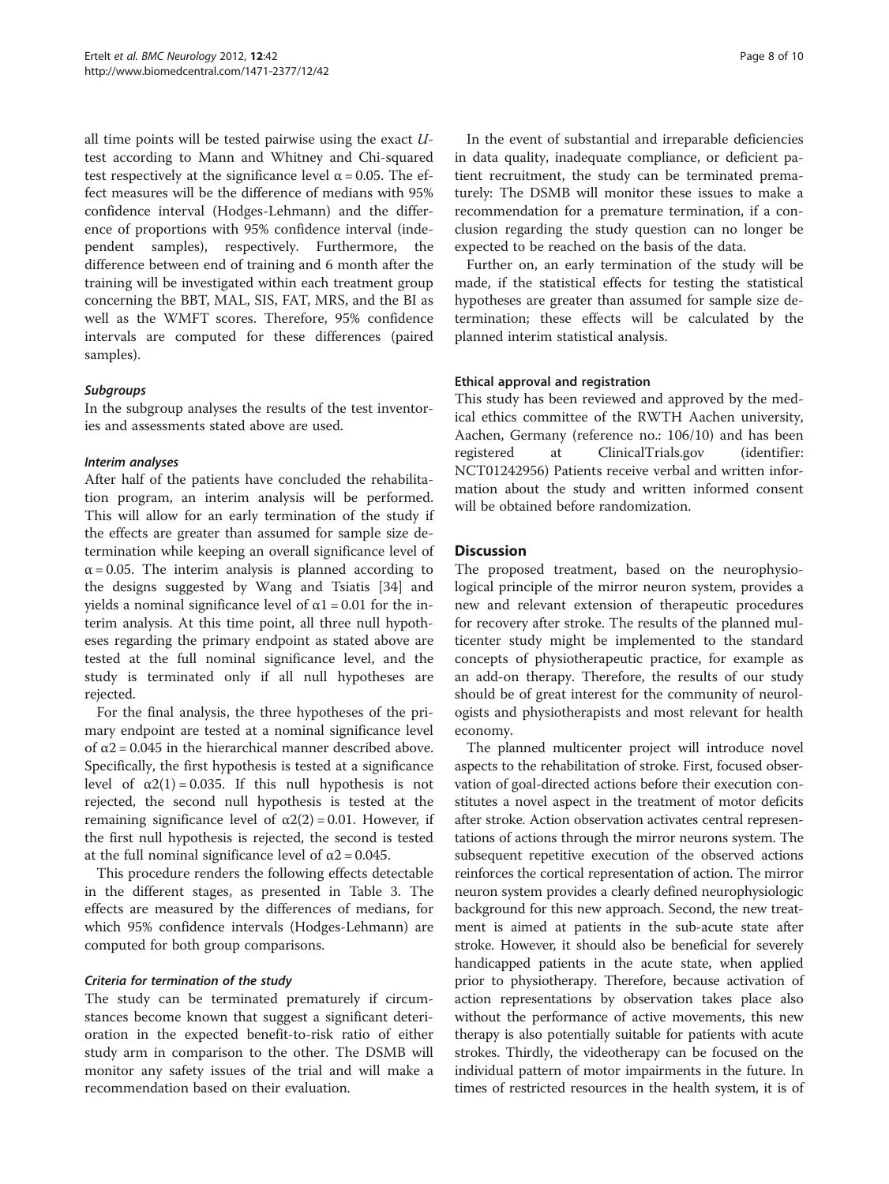all time points will be tested pairwise using the exact $U$-test according to Mann and Whitney and Chi-squared test respectively at the significance level $\alpha = 0.05$. The effect measures will be the difference of medians with 95% confidence interval (Hodges-Lehmann) and the difference of proportions with 95% confidence interval (independent samples), respectively. Furthermore, the difference between end of training and 6 month after the training will be investigated within each treatment group concerning the BBT, MAL, SIS, FAT, MRS, and the BI as well as the WMFT scores. Therefore, 95% confidence intervals are computed for these differences (paired samples).

#### *Subgroups*

In the subgroup analyses the results of the test inventories and assessments stated above are used.

#### *Interim analyses*

After half of the patients have concluded the rehabilitation program, an interim analysis will be performed. This will allow for an early termination of the study if the effects are greater than assumed for sample size determination while keeping an overall significance level of $\alpha = 0.05$. The interim analysis is planned according to the designs suggested by Wang and Tsiatis [34] and yields a nominal significance level of $\alpha 1 = 0.01$ for the interim analysis. At this time point, all three null hypotheses regarding the primary endpoint as stated above are tested at the full nominal significance level, and the study is terminated only if all null hypotheses are rejected.

For the final analysis, the three hypotheses of the primary endpoint are tested at a nominal significance level of $\alpha 2 = 0.045$ in the hierarchical manner described above. Specifically, the first hypothesis is tested at a significance level of $\alpha 2(1) = 0.035$. If this null hypothesis is not rejected, the second null hypothesis is tested at the remaining significance level of $\alpha 2(2) = 0.01$. However, if the first null hypothesis is rejected, the second is tested at the full nominal significance level of $\alpha 2 = 0.045$.

This procedure renders the following effects detectable in the different stages, as presented in Table 3. The effects are measured by the differences of medians, for which 95% confidence intervals (Hodges-Lehmann) are computed for both group comparisons.

#### *Criteria for termination of the study*

The study can be terminated prematurely if circumstances become known that suggest a significant deterioration in the expected benefit-to-risk ratio of either study arm in comparison to the other. The DSMB will monitor any safety issues of the trial and will make a recommendation based on their evaluation.

In the event of substantial and irreparable deficiencies in data quality, inadequate compliance, or deficient patient recruitment, the study can be terminated prematurely: The DSMB will monitor these issues to make a recommendation for a premature termination, if a conclusion regarding the study question can no longer be expected to be reached on the basis of the data.

Further on, an early termination of the study will be made, if the statistical effects for testing the statistical hypotheses are greater than assumed for sample size determination; these effects will be calculated by the planned interim statistical analysis.

### Ethical approval and registration

This study has been reviewed and approved by the medical ethics committee of the RWTH Aachen university, Aachen, Germany (reference no.: 106/10) and has been registered at ClinicalTrials.gov (identifier: NCT01242956) Patients receive verbal and written information about the study and written informed consent will be obtained before randomization.

## Discussion

The proposed treatment, based on the neurophysiological principle of the mirror neuron system, provides a new and relevant extension of therapeutic procedures for recovery after stroke. The results of the planned multicenter study might be implemented to the standard concepts of physiotherapeutic practice, for example as an add-on therapy. Therefore, the results of our study should be of great interest for the community of neurologists and physiotherapists and most relevant for health economy.

The planned multicenter project will introduce novel aspects to the rehabilitation of stroke. First, focused observation of goal-directed actions before their execution constitutes a novel aspect in the treatment of motor deficits after stroke. Action observation activates central representations of actions through the mirror neurons system. The subsequent repetitive execution of the observed actions reinforces the cortical representation of action. The mirror neuron system provides a clearly defined neurophysiologic background for this new approach. Second, the new treatment is aimed at patients in the sub-acute state after stroke. However, it should also be beneficial for severely handicapped patients in the acute state, when applied prior to physiotherapy. Therefore, because activation of action representations by observation takes place also without the performance of active movements, this new therapy is also potentially suitable for patients with acute strokes. Thirdly, the videotherapy can be focused on the individual pattern of motor impairments in the future. In times of restricted resources in the health system, it is of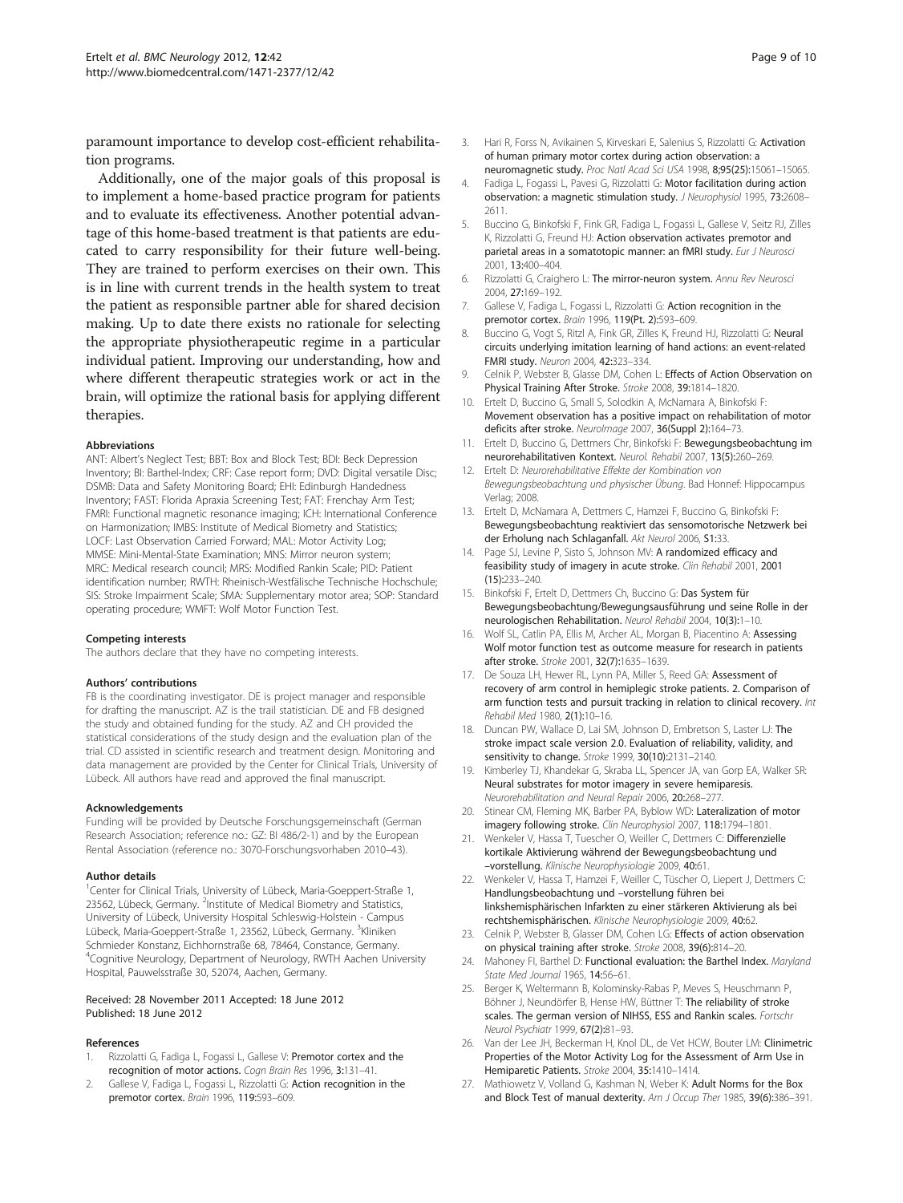paramount importance to develop cost-efficient rehabilitation programs.

Additionally, one of the major goals of this proposal is to implement a home-based practice program for patients and to evaluate its effectiveness. Another potential advantage of this home-based treatment is that patients are educated to carry responsibility for their future well-being. They are trained to perform exercises on their own. This is in line with current trends in the health system to treat the patient as responsible partner able for shared decision making. Up to date there exists no rationale for selecting the appropriate physiotherapeutic regime in a particular individual patient. Improving our understanding, how and where different therapeutic strategies work or act in the brain, will optimize the rational basis for applying different therapies.

#### Abbreviations

ANT: Albert's Neglect Test; BBT: Box and Block Test; BDI: Beck Depression Inventory; BI: Barthel-Index; CRF: Case report form; DVD: Digital versatile Disc; DSMB: Data and Safety Monitoring Board; EHI: Edinburgh Handedness Inventory; FAST: Florida Apraxia Screening Test; FAT: Frenchay Arm Test; FMRI: Functional magnetic resonance imaging; ICH: International Conference on Harmonization; IMBS: Institute of Medical Biometry and Statistics; LOCF: Last Observation Carried Forward; MAL: Motor Activity Log; MMSE: Mini-Mental-State Examination; MNS: Mirror neuron system; MRC: Medical research council; MRS: Modified Rankin Scale; PID: Patient identification number; RWTH: Rheinisch-Westfälische Technische Hochschule; SIS: Stroke Impairment Scale; SMA: Supplementary motor area; SOP: Standard operating procedure; WMFT: Wolf Motor Function Test.

#### Competing interests

The authors declare that they have no competing interests.

#### Authors' contributions

FB is the coordinating investigator. DE is project manager and responsible for drafting the manuscript. AZ is the trail statistician. DE and FB designed the study and obtained funding for the study. AZ and CH provided the statistical considerations of the study design and the evaluation plan of the trial. CD assisted in scientific research and treatment design. Monitoring and data management are provided by the Center for Clinical Trials, University of Lübeck. All authors have read and approved the final manuscript.

#### Acknowledgements

Funding will be provided by Deutsche Forschungsgemeinschaft (German Research Association; reference no.: GZ: BI 486/2-1) and by the European Rental Association (reference no.: 3070-Forschungsvorhaben 2010–43).

#### Author details

[1]Center for Clinical Trials, University of Lübeck, Maria-Goeppert-Straße 1, 23562, Lübeck, Germany. [2]Institute of Medical Biometry and Statistics, University of Lübeck, University Hospital Schleswig-Holstein - Campus Lübeck, Maria-Goeppert-Straße 1, 23562, Lübeck, Germany. [3]Kliniken Schmieder Konstanz, Eichhornstraße 68, 78464, Constance, Germany. [4]Cognitive Neurology, Department of Neurology, RWTH Aachen University Hospital, Pauwelsstraße 30, 52074, Aachen, Germany.

Received: 28 November 2011 Accepted: 18 June 2012
Published: 18 June 2012

#### References

1. Rizzolatti G, Fadiga L, Fogassi L, Gallese V: **Premotor cortex and the recognition of motor actions.** *Cogn Brain Res* 1996, **3**:131–41.
2. Gallese V, Fadiga L, Fogassi L, Rizzolatti G: **Action recognition in the premotor cortex.** *Brain* 1996, **119**:593–609.
3. Hari R, Forss N, Avikainen S, Kirveskari E, Salenius S, Rizzolatti G: **Activation of human primary motor cortex during action observation: a neuromagnetic study.** *Proc Natl Acad Sci USA* 1998, **8;95(25)**:15061–15065.
4. Fadiga L, Fogassi L, Pavesi G, Rizzolatti G: **Motor facilitation during action observation: a magnetic stimulation study.** *J Neurophysiol* 1995, **73**:2608–2611.
5. Buccino G, Binkofski F, Fink GR, Fadiga L, Fogassi L, Gallese V, Seitz RJ, Zilles K, Rizzolatti G, Freund HJ: **Action observation activates premotor and parietal areas in a somatotopic manner: an fMRI study.** *Eur J Neurosci* 2001, **13**:400–404.
6. Rizzolatti G, Craighero L: **The mirror-neuron system.** *Annu Rev Neurosci* 2004, **27**:169–192.
7. Gallese V, Fadiga L, Fogassi L, Rizzolatti G: **Action recognition in the premotor cortex.** *Brain* 1996, **119(Pt. 2)**:593–609.
8. Buccino G, Vogt S, Ritzl A, Fink GR, Zilles K, Freund HJ, Rizzolatti G: **Neural circuits underlying imitation learning of hand actions: an event-related FMRI study.** *Neuron* 2004, **42**:323–334.
9. Celnik P, Webster B, Glasse DM, Cohen L: **Effects of Action Observation on Physical Training After Stroke.** *Stroke* 2008, **39**:1814–1820.
10. Ertelt D, Buccino G, Small S, Solodkin A, McNamara A, Binkofski F: **Movement observation has a positive impact on rehabilitation of motor deficits after stroke.** *NeuroImage* 2007, **36(Suppl 2)**:164–73.
11. Ertelt D, Buccino G, Dettmers Chr, Binkofski F: **Bewegungsbeobachtung im neurorehabilitativen Kontext.** *Neurol. Rehabil* 2007, **13(5)**:260–269.
12. Ertelt D: *Neurorehabilitative Effekte der Kombination von Bewegungsbeobachtung und physischer Übung*. Bad Honnef: Hippocampus Verlag; 2008.
13. Ertelt D, McNamara A, Dettmers C, Hamzei F, Buccino G, Binkofski F: **Bewegungsbeobachtung reaktiviert das sensomotorische Netzwerk bei der Erholung nach Schlaganfall.** *Akt Neurol* 2006, **S1**:33.
14. Page SJ, Levine P, Sisto S, Johnson MV: **A randomized efficacy and feasibility study of imagery in acute stroke.** *Clin Rehabil* 2001, **2001 (15)**:233–240.
15. Binkofski F, Ertelt D, Dettmers Ch, Buccino G: **Das System für Bewegungsbeobachtung/Bewegungsausführung und seine Rolle in der neurologischen Rehabilitation.** *Neurol Rehabil* 2004, **10(3)**:1–10.
16. Wolf SL, Catlin PA, Ellis M, Archer AL, Morgan B, Piacentino A: **Assessing Wolf motor function test as outcome measure for research in patients after stroke.** *Stroke* 2001, **32(7)**:1635–1639.
17. De Souza LH, Hewer RL, Lynn PA, Miller S, Reed GA: **Assessment of recovery of arm control in hemiplegic stroke patients. 2. Comparison of arm function tests and pursuit tracking in relation to clinical recovery.** *Int Rehabil Med* 1980, **2(1)**:10–16.
18. Duncan PW, Wallace D, Lai SM, Johnson D, Embretson S, Laster LJ: **The stroke impact scale version 2.0. Evaluation of reliability, validity, and sensitivity to change.** *Stroke* 1999, **30(10)**:2131–2140.
19. Kimberley TJ, Khandekar G, Skraba LL, Spencer JA, van Gorp EA, Walker SR: **Neural substrates for motor imagery in severe hemiparesis.** *Neurorehabilitation and Neural Repair* 2006, **20**:268–277.
20. Stinear CM, Fleming MK, Barber PA, Byblow WD: **Lateralization of motor imagery following stroke.** *Clin Neurophysiol* 2007, **118**:1794–1801.
21. Wenkeler V, Hassa T, Tuescher O, Weiller C, Dettmers C: **Differenzielle kortikale Aktivierung während der Bewegungsbeobachtung und –vorstellung.** *Klinische Neurophysiologie* 2009, **40**:61.
22. Wenkeler V, Hassa T, Hamzei F, Weiller C, Tüscher O, Liepert J, Dettmers C: **Handlungsbeobachtung und –vorstellung führen bei linkshemisphärischen Infarkten zu einer stärkeren Aktivierung als bei rechtshemisphärischen.** *Klinische Neurophysiologie* 2009, **40**:62.
23. Celnik P, Webster B, Glasser DM, Cohen LG: **Effects of action observation on physical training after stroke.** *Stroke* 2008, **39(6)**:814–20.
24. Mahoney FI, Barthel D: **Functional evaluation: the Barthel Index.** *Maryland State Med Journal* 1965, **14**:56–61.
25. Berger K, Weltermann B, Kolominsky-Rabas P, Meves S, Heuschmann P, Böhner J, Neundörfer B, Hense HW, Büttner T: **The reliability of stroke scales. The german version of NIHSS, ESS and Rankin scales.** *Fortschr Neurol Psychiatr* 1999, **67(2)**:81–93.
26. Van der Lee JH, Beckerman H, Knol DL, de Vet HCW, Bouter LM: **Clinimetric Properties of the Motor Activity Log for the Assessment of Arm Use in Hemiparetic Patients.** *Stroke* 2004, **35**:1410–1414.
27. Mathiowetz V, Volland G, Kashman N, Weber K: **Adult Norms for the Box and Block Test of manual dexterity.** *Am J Occup Ther* 1985, **39(6)**:386–391.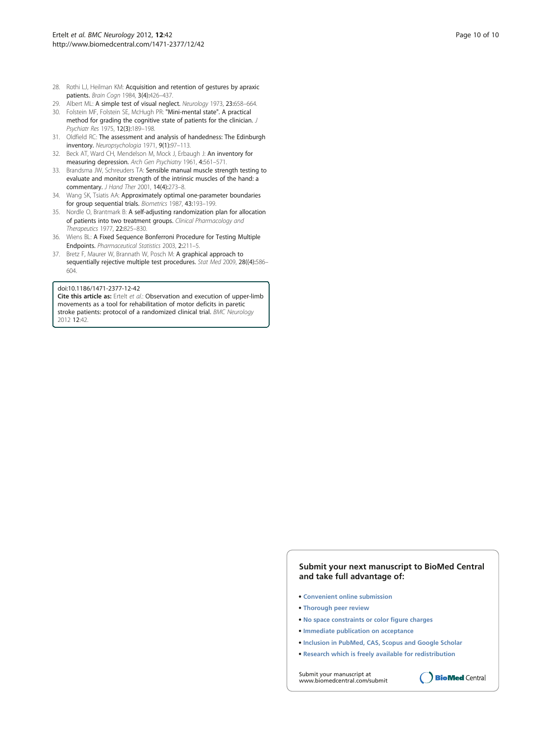28. Rothi LJ, Heilman KM: **Acquisition and retention of gestures by apraxic patients.** *Brain Cogn* 1984, **3(4):**426–437.
29. Albert ML: **A simple test of visual neglect.** *Neurology* 1973, **23:**658–664.
30. Folstein MF, Folstein SE, McHugh PR: **"Mini-mental state". A practical method for grading the cognitive state of patients for the clinician.** *J Psychiatr Res* 1975, **12(3):**189–198.
31. Oldfield RC: **The assessment and analysis of handedness: The Edinburgh inventory.** *Neuropsychologia* 1971, **9(1):**97–113.
32. Beck AT, Ward CH, Mendelson M, Mock J, Erbaugh J: **An inventory for measuring depression.** *Arch Gen Psychiatry* 1961, **4:**561–571.
33. Brandsma JW, Schreuders TA: **Sensible manual muscle strength testing to evaluate and monitor strength of the intrinsic muscles of the hand: a commentary.** *J Hand Ther* 2001, **14(4):**273–8.
34. Wang SK, Tsiatis AA: **Approximately optimal one-parameter boundaries for group sequential trials.** *Biometrics* 1987, **43:**193–199.
35. Nordle O, Brantmark B: **A self-adjusting randomization plan for allocation of patients into two treatment groups.** *Clinical Pharmacology and Therapeutics* 1977, **22:**825–830.
36. Wiens BL: **A Fixed Sequence Bonferroni Procedure for Testing Multiple Endpoints.** *Pharmaceutical Statistics* 2003, **2:**211–5.
37. Bretz F, Maurer W, Brannath W, Posch M: **A graphical approach to sequentially rejective multiple test procedures.** *Stat Med* 2009, **28((4):**586–604.

doi:10.1186/1471-2377-12-42

**Cite this article as:** Ertelt *et al.*: Observation and execution of upper-limb movements as a tool for rehabilitation of motor deficits in paretic stroke patients: protocol of a randomized clinical trial. *BMC Neurology* 2012 **12**:42.

**Submit your next manuscript to BioMed Central and take full advantage of:**

- **Convenient online submission**
- **Thorough peer review**
- **No space constraints or color figure charges**
- **Immediate publication on acceptance**
- **Inclusion in PubMed, CAS, Scopus and Google Scholar**
- **Research which is freely available for redistribution**

Submit your manuscript at www.biomedcentral.com/submit

BioMed Central